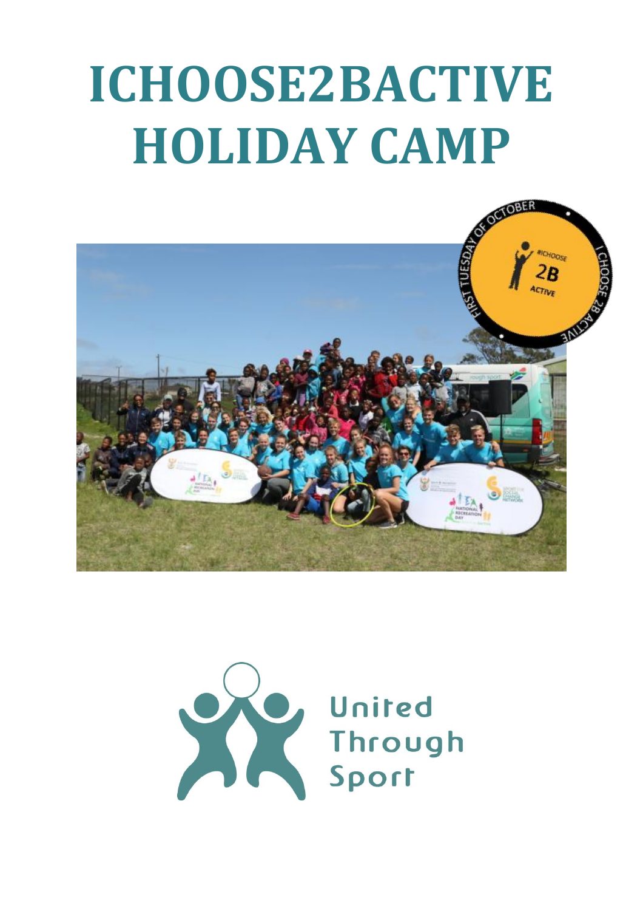# ICHOOSE2BACTIVE HOLIDAY CAMP

United Through Sport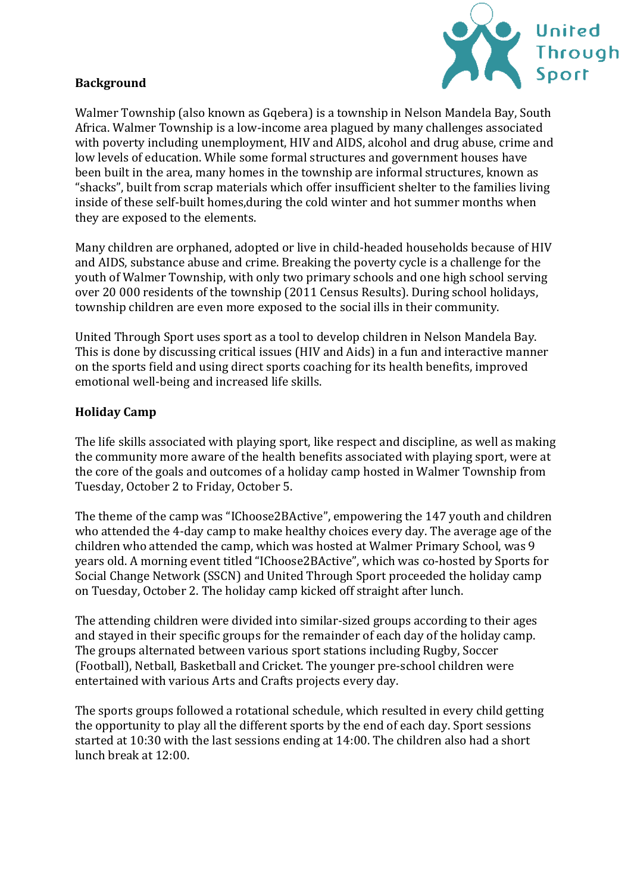## Background

Walmer Township (also known as Gqebera) is a township in Nelson Mandela Bay, South Africa. Walmer Township is a low-income area plagued by many challenges associated with poverty including unemployment, HIV and AIDS, alcohol and drug abuse, crime and low levels of education. While some formal structures and government houses have been built in the area, many homes in the township are informal structures, known as "shacks", built from scrap materials which offer insufficient shelter to the families living inside of these self-built homes,during the cold winter and hot summer months when they are exposed to the elements.

Many children are orphaned, adopted or live in child-headed households because of HIV and AIDS, substance abuse and crime. Breaking the poverty cycle is a challenge for the youth of Walmer Township, with only two primary schools and one high school serving over 20 000 residents of the township (2011 Census Results). During school holidays, township children are even more exposed to the social ills in their community.

United Through Sport uses sport as a tool to develop children in Nelson Mandela Bay. This is done by discussing critical issues (HIV and Aids) in a fun and interactive manner on the sports field and using direct sports coaching for its health benefits, improved emotional well-being and increased life skills.

## Holiday Camp

The life skills associated with playing sport, like respect and discipline, as well as making the community more aware of the health benefits associated with playing sport, were at the core of the goals and outcomes of a holiday camp hosted in Walmer Township from Tuesday, October 2 to Friday, October 5.

The theme of the camp was "IChoose2BActive", empowering the 147 youth and children who attended the 4-day camp to make healthy choices every day. The average age of the children who attended the camp, which was hosted at Walmer Primary School, was 9 years old. A morning event titled "IChoose2BActive", which was co-hosted by Sports for Social Change Network (SSCN) and United Through Sport proceeded the holiday camp on Tuesday, October 2. The holiday camp kicked off straight after lunch.

The attending children were divided into similar-sized groups according to their ages and stayed in their specific groups for the remainder of each day of the holiday camp. The groups alternated between various sport stations including Rugby, Soccer (Football), Netball, Basketball and Cricket. The younger pre-school children were entertained with various Arts and Crafts projects every day.

The sports groups followed a rotational schedule, which resulted in every child getting the opportunity to play all the different sports by the end of each day. Sport sessions started at 10:30 with the last sessions ending at 14:00. The children also had a short lunch break at 12:00.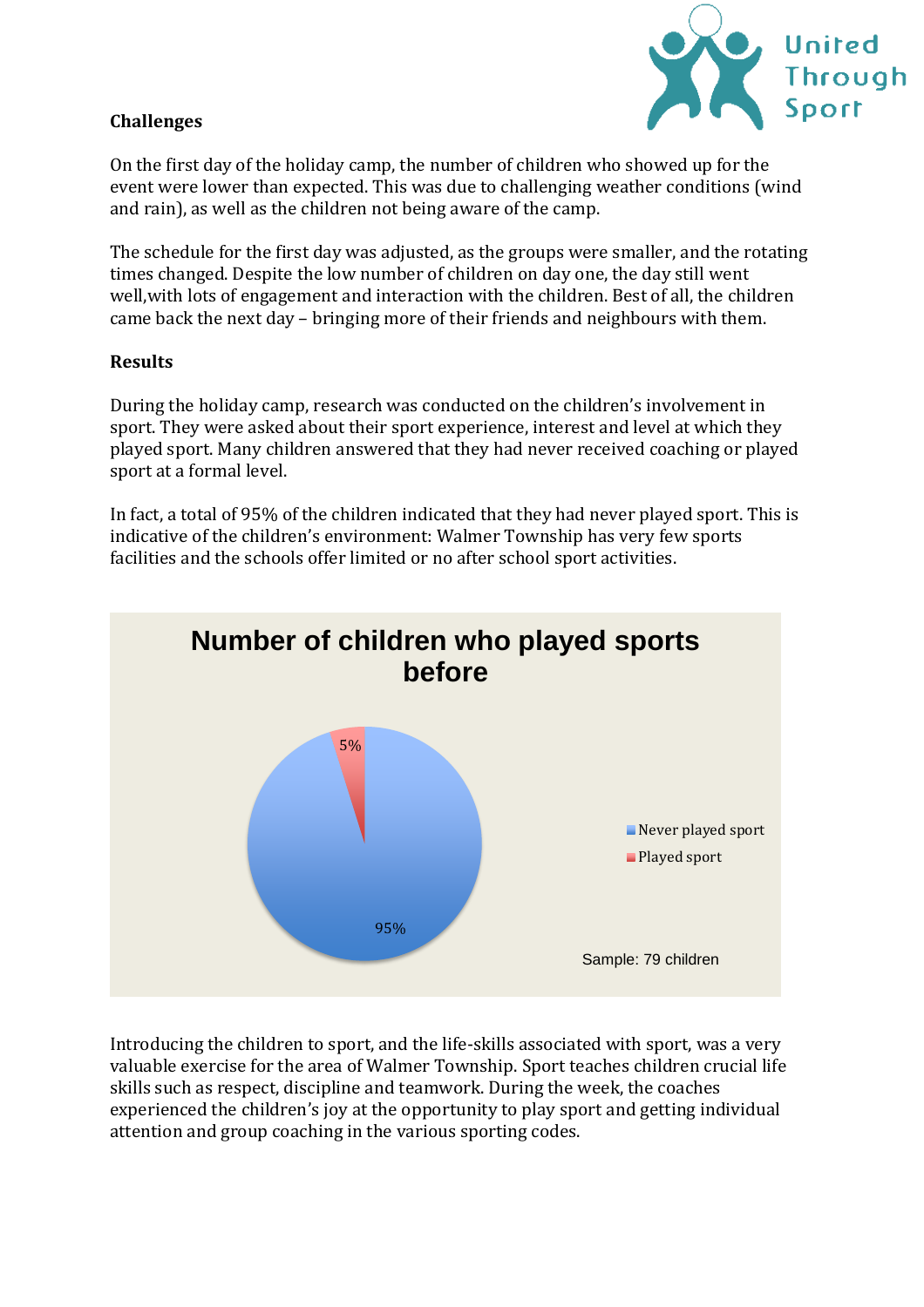**Challenges**

On the first day of the holiday camp, the number of children who showed up for the event were lower than expected. This was due to challenging weather conditions (wind and rain), as well as the children not being aware of the camp.

The schedule for the first day was adjusted, as the groups were smaller, and the rotating times changed. Despite the low number of children on day one, the day still went well,with lots of engagement and interaction with the children. Best of all, the children came back the next day – bringing more of their friends and neighbours with them.

**Results**

During the holiday camp, research was conducted on the children's involvement in sport. They were asked about their sport experience, interest and level at which they played sport. Many children answered that they had never received coaching or played sport at a formal level.

In fact, a total of 95% of the children indicated that they had never played sport. This is indicative of the children's environment: Walmer Township has very few sports facilities and the schools offer limited or no after school sport activities.

**Number of children who played sports before**

| Category | Percentage |
|---|---|
| Never played sport | 95% |
| Played sport | 5% |

Sample: 79 children

Introducing the children to sport, and the life-skills associated with sport, was a very valuable exercise for the area of Walmer Township. Sport teaches children crucial life skills such as respect, discipline and teamwork. During the week, the coaches experienced the children's joy at the opportunity to play sport and getting individual attention and group coaching in the various sporting codes.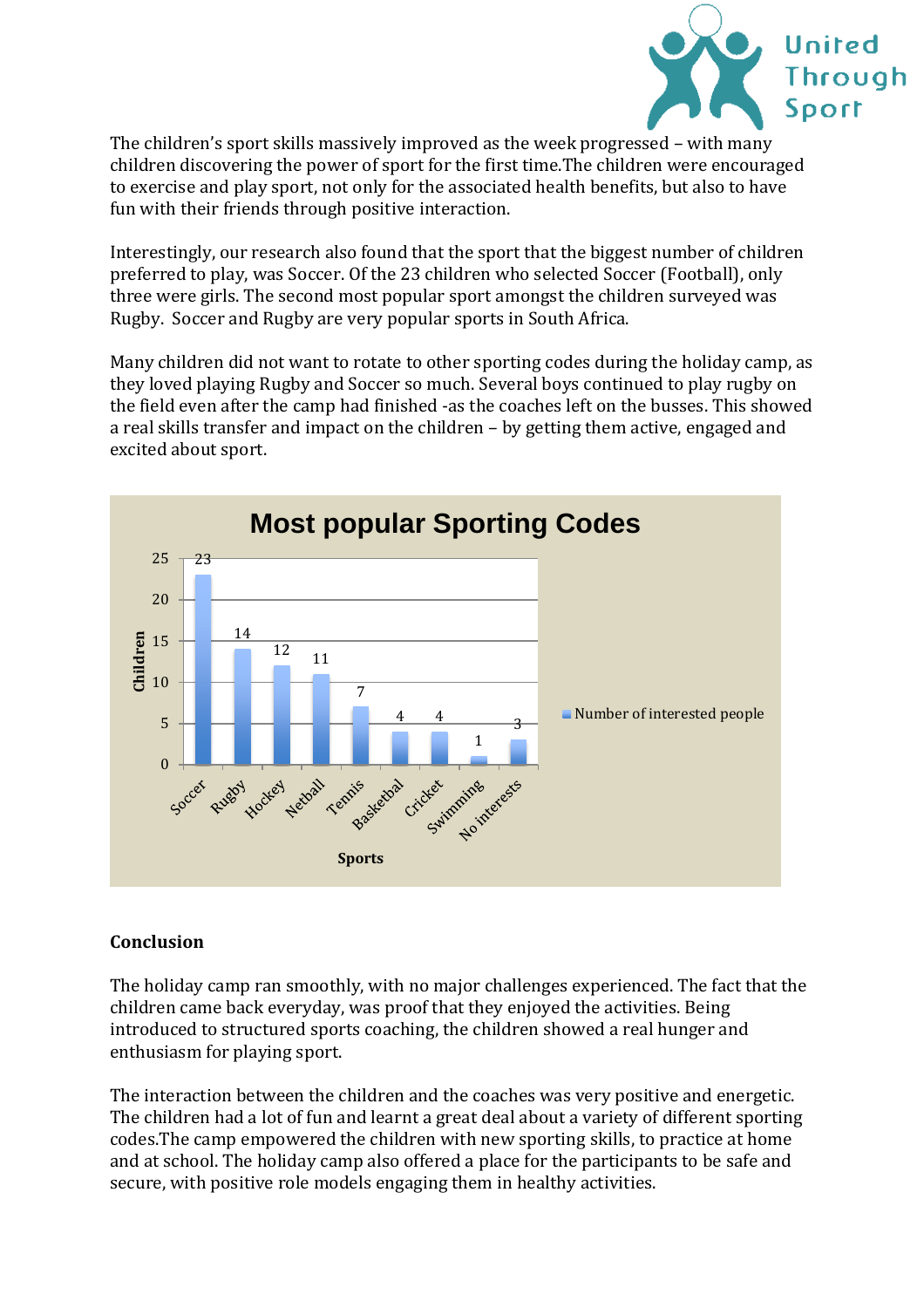The children's sport skills massively improved as the week progressed – with many children discovering the power of sport for the first time.The children were encouraged to exercise and play sport, not only for the associated health benefits, but also to have fun with their friends through positive interaction.

Interestingly, our research also found that the sport that the biggest number of children preferred to play, was Soccer. Of the 23 children who selected Soccer (Football), only three were girls. The second most popular sport amongst the children surveyed was Rugby. Soccer and Rugby are very popular sports in South Africa.

Many children did not want to rotate to other sporting codes during the holiday camp, as they loved playing Rugby and Soccer so much. Several boys continued to play rugby on the field even after the camp had finished -as the coaches left on the busses. This showed a real skills transfer and impact on the children – by getting them active, engaged and excited about sport.

**Most popular Sporting Codes**

| Sports | Number of interested people (Children) |
|---|---|
| Soccer | 23 |
| Rugby | 14 |
| Hockey | 12 |
| Netball | 11 |
| Tennis | 7 |
| Basketbal | 4 |
| Cricket | 4 |
| Swimming | 1 |
| No interests | 3 |

## Conclusion

The holiday camp ran smoothly, with no major challenges experienced. The fact that the children came back everyday, was proof that they enjoyed the activities. Being introduced to structured sports coaching, the children showed a real hunger and enthusiasm for playing sport.

The interaction between the children and the coaches was very positive and energetic. The children had a lot of fun and learnt a great deal about a variety of different sporting codes.The camp empowered the children with new sporting skills, to practice at home and at school. The holiday camp also offered a place for the participants to be safe and secure, with positive role models engaging them in healthy activities.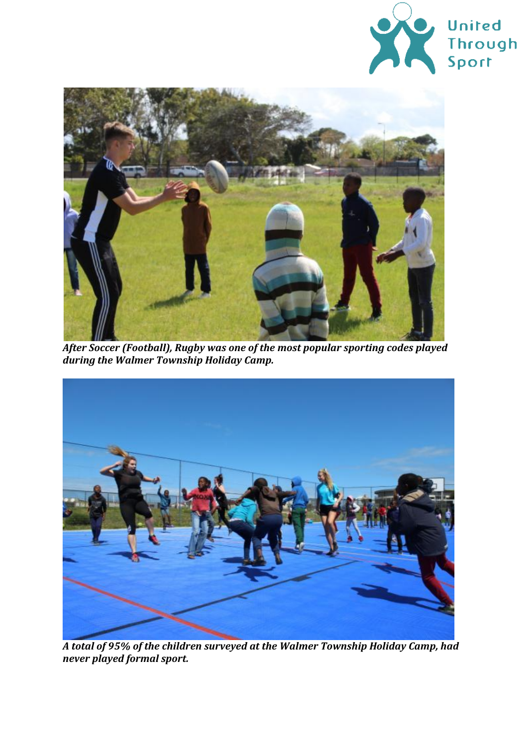***After Soccer (Football), Rugby was one of the most popular sporting codes played during the Walmer Township Holiday Camp.***

***A total of 95% of the children surveyed at the Walmer Township Holiday Camp, had never played formal sport.***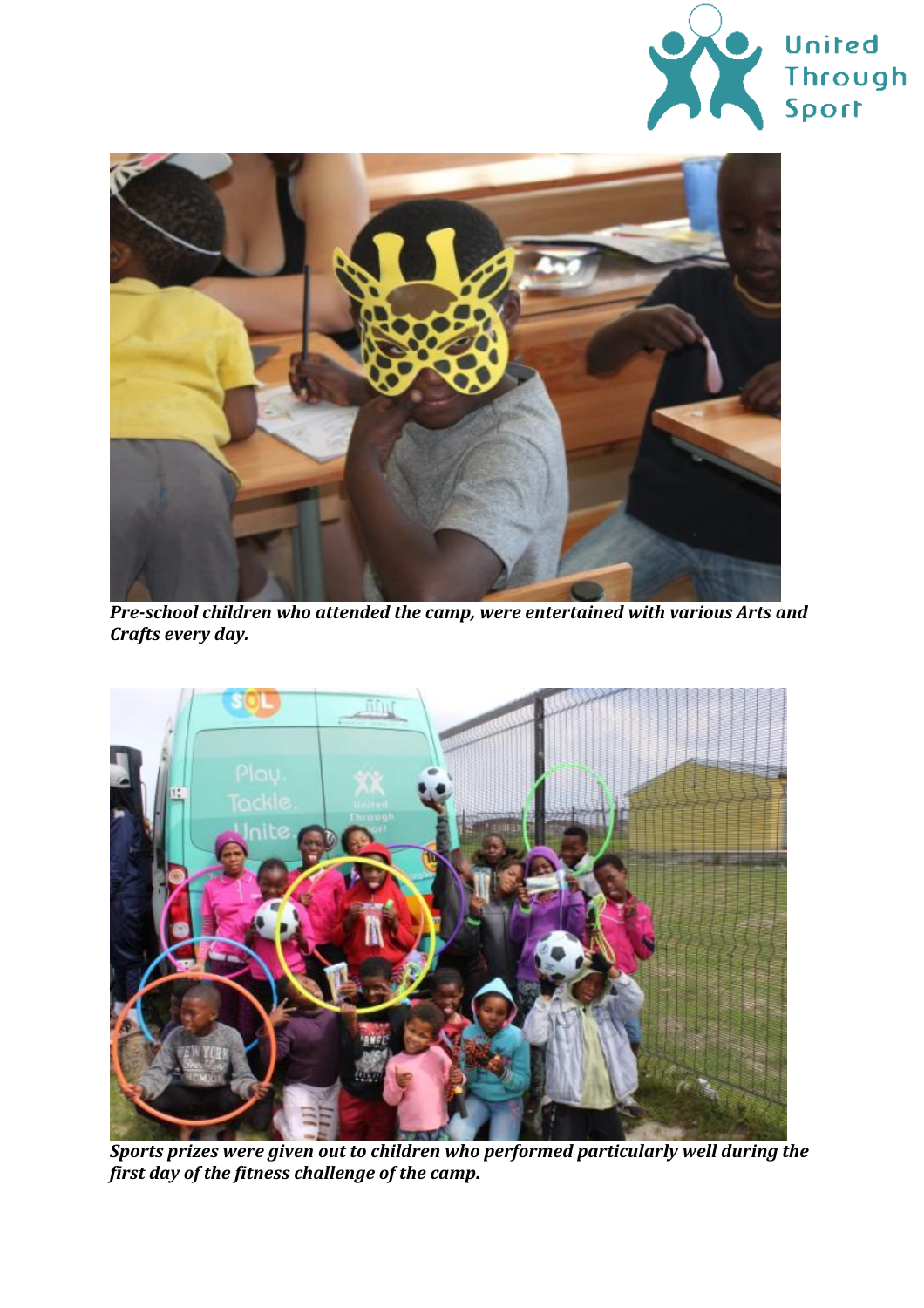*Pre-school children who attended the camp, were entertained with various Arts and Crafts every day.*

*Sports prizes were given out to children who performed particularly well during the first day of the fitness challenge of the camp.*